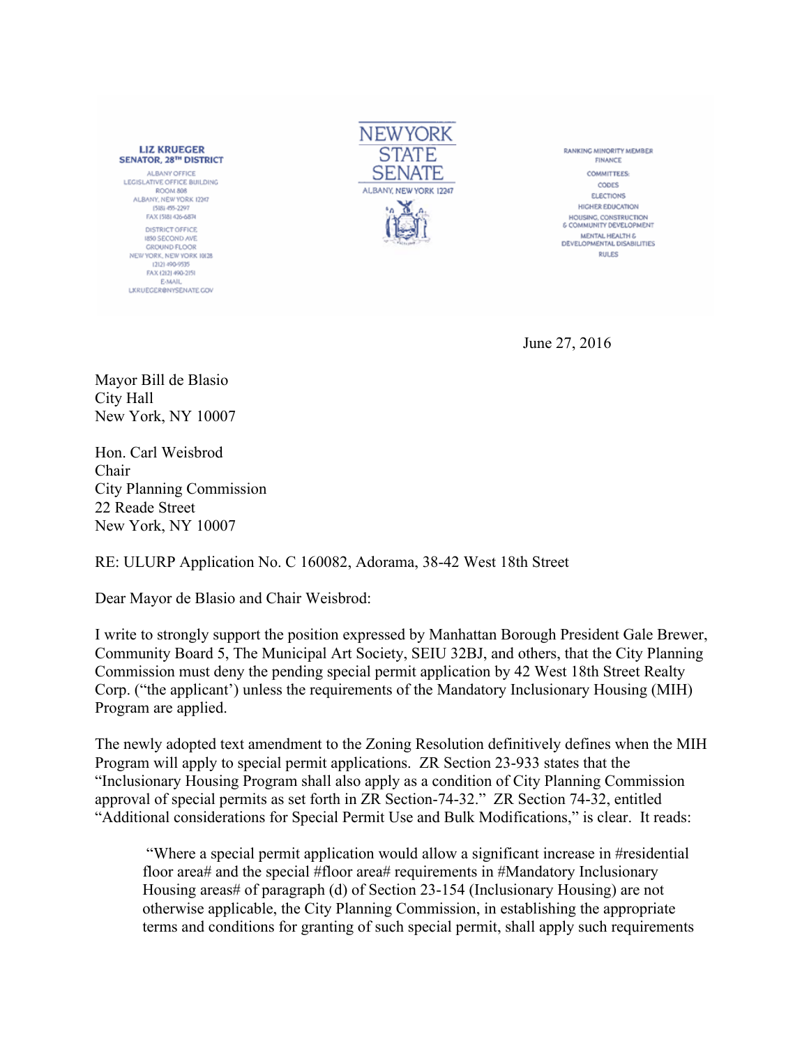**LIZ KRUEGER**
**SENATOR, 28TH DISTRICT**

ALBANY OFFICE
LEGISLATIVE OFFICE BUILDING
ROOM 808
ALBANY, NEW YORK 12247
(518) 455-2297
FAX (518) 426-6874

DISTRICT OFFICE
1850 SECOND AVE
GROUND FLOOR
NEW YORK, NEW YORK 10128
(212) 490-9535
FAX (212) 490-2151
E-MAIL
LKRUEGER@NYSENATE.GOV

NEW YORK STATE SENATE
ALBANY, NEW YORK 12247

RANKING MINORITY MEMBER
FINANCE

COMMITTEES:
CODES
ELECTIONS
HIGHER EDUCATION
HOUSING, CONSTRUCTION & COMMUNITY DEVELOPMENT
MENTAL HEALTH & DEVELOPMENTAL DISABILITIES
RULES

June 27, 2016

Mayor Bill de Blasio
City Hall
New York, NY 10007

Hon. Carl Weisbrod
Chair
City Planning Commission
22 Reade Street
New York, NY 10007

RE: ULURP Application No. C 160082, Adorama, 38-42 West 18th Street

Dear Mayor de Blasio and Chair Weisbrod:

I write to strongly support the position expressed by Manhattan Borough President Gale Brewer, Community Board 5, The Municipal Art Society, SEIU 32BJ, and others, that the City Planning Commission must deny the pending special permit application by 42 West 18th Street Realty Corp. ("the applicant') unless the requirements of the Mandatory Inclusionary Housing (MIH) Program are applied.

The newly adopted text amendment to the Zoning Resolution definitively defines when the MIH Program will apply to special permit applications. ZR Section 23-933 states that the "Inclusionary Housing Program shall also apply as a condition of City Planning Commission approval of special permits as set forth in ZR Section-74-32." ZR Section 74-32, entitled "Additional considerations for Special Permit Use and Bulk Modifications," is clear. It reads:

> "Where a special permit application would allow a significant increase in #residential floor area# and the special #floor area# requirements in #Mandatory Inclusionary Housing areas# of paragraph (d) of Section 23-154 (Inclusionary Housing) are not otherwise applicable, the City Planning Commission, in establishing the appropriate terms and conditions for granting of such special permit, shall apply such requirements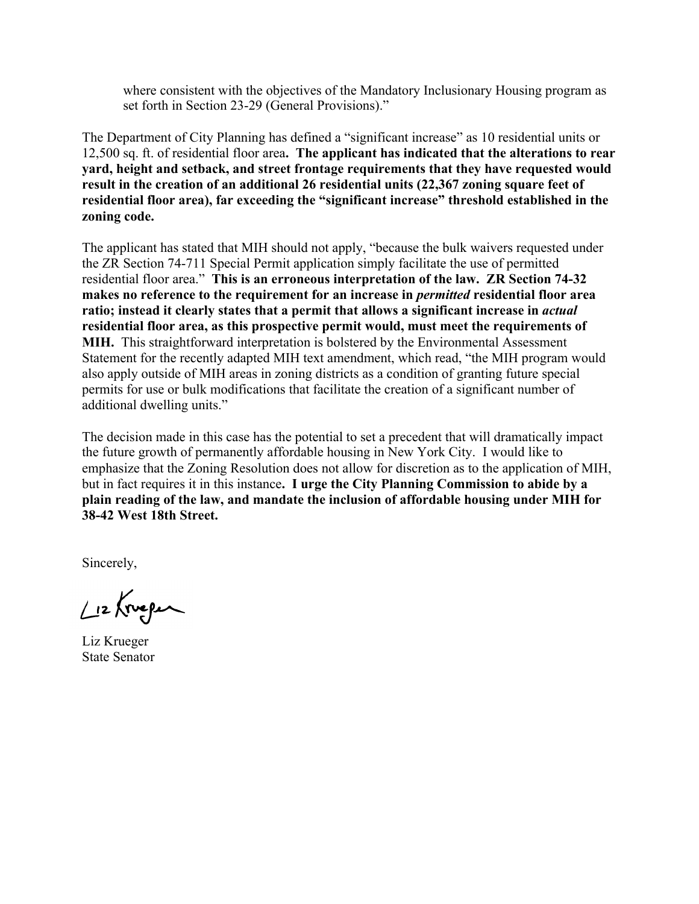where consistent with the objectives of the Mandatory Inclusionary Housing program as set forth in Section 23-29 (General Provisions)."

The Department of City Planning has defined a "significant increase" as 10 residential units or 12,500 sq. ft. of residential floor area**. The applicant has indicated that the alterations to rear yard, height and setback, and street frontage requirements that they have requested would result in the creation of an additional 26 residential units (22,367 zoning square feet of residential floor area), far exceeding the "significant increase" threshold established in the zoning code.**

The applicant has stated that MIH should not apply, "because the bulk waivers requested under the ZR Section 74-711 Special Permit application simply facilitate the use of permitted residential floor area." **This is an erroneous interpretation of the law. ZR Section 74-32 makes no reference to the requirement for an increase in *permitted* residential floor area ratio; instead it clearly states that a permit that allows a significant increase in *actual* residential floor area, as this prospective permit would, must meet the requirements of MIH.** This straightforward interpretation is bolstered by the Environmental Assessment Statement for the recently adapted MIH text amendment, which read, "the MIH program would also apply outside of MIH areas in zoning districts as a condition of granting future special permits for use or bulk modifications that facilitate the creation of a significant number of additional dwelling units."

The decision made in this case has the potential to set a precedent that will dramatically impact the future growth of permanently affordable housing in New York City. I would like to emphasize that the Zoning Resolution does not allow for discretion as to the application of MIH, but in fact requires it in this instance**. I urge the City Planning Commission to abide by a plain reading of the law, and mandate the inclusion of affordable housing under MIH for 38-42 West 18th Street.**

Sincerely,

Liz Krueger

Liz Krueger
State Senator